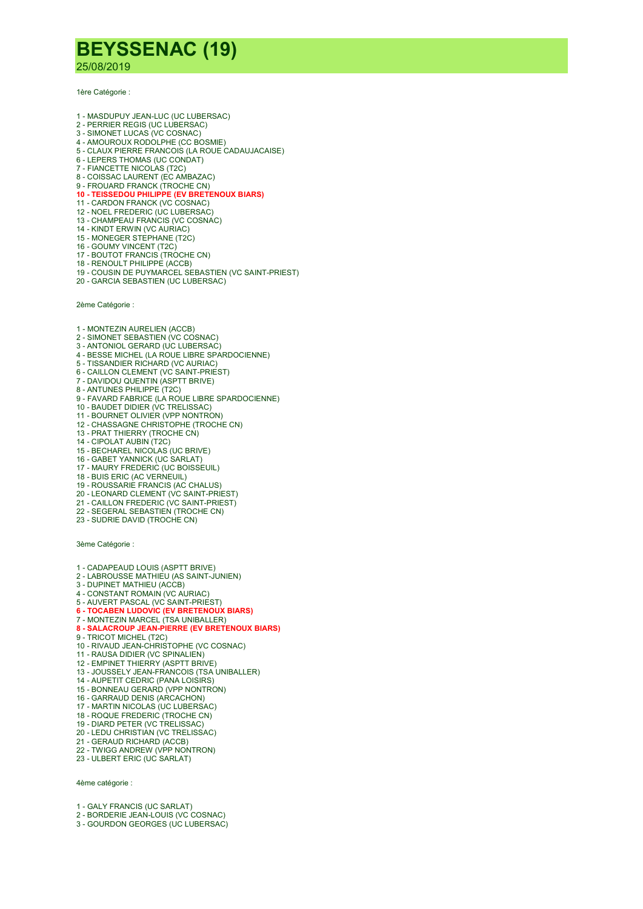# BEYSSENAC (19)

25/08/2019

1ère Catégorie :

1 - MASDUPUY JEAN-LUC (UC LUBERSAC)
2 - PERRIER REGIS (UC LUBERSAC)
3 - SIMONET LUCAS (VC COSNAC)
4 - AMOUROUX RODOLPHE (CC BOSMIE)
5 - CLAUX PIERRE FRANCOIS (LA ROUE CADAUJACAISE)
6 - LEPERS THOMAS (UC CONDAT)
7 - FIANCETTE NICOLAS (T2C)
8 - COISSAC LAURENT (EC AMBAZAC)
9 - FROUARD FRANCK (TROCHE CN)
**10 - TEISSEDOU PHILIPPE (EV BRETENOUX BIARS)**
11 - CARDON FRANCK (VC COSNAC)
12 - NOEL FREDERIC (UC LUBERSAC)
13 - CHAMPEAU FRANCIS (VC COSNAC)
14 - KINDT ERWIN (VC AURIAC)
15 - MONEGER STEPHANE (T2C)
16 - GOUMY VINCENT (T2C)
17 - BOUTOT FRANCIS (TROCHE CN)
18 - RENOULT PHILIPPE (ACCB)
19 - COUSIN DE PUYMARCEL SEBASTIEN (VC SAINT-PRIEST)
20 - GARCIA SEBASTIEN (UC LUBERSAC)

2ème Catégorie :

1 - MONTEZIN AURELIEN (ACCB)
2 - SIMONET SEBASTIEN (VC COSNAC)
3 - ANTONIOL GERARD (UC LUBERSAC)
4 - BESSE MICHEL (LA ROUE LIBRE SPARDOCIENNE)
5 - TISSANDIER RICHARD (VC AURIAC)
6 - CAILLON CLEMENT (VC SAINT-PRIEST)
7 - DAVIDOU QUENTIN (ASPTT BRIVE)
8 - ANTUNES PHILIPPE (T2C)
9 - FAVARD FABRICE (LA ROUE LIBRE SPARDOCIENNE)
10 - BAUDET DIDIER (VC TRELISSAC)
11 - BOURNET OLIVIER (VPP NONTRON)
12 - CHASSAGNE CHRISTOPHE (TROCHE CN)
13 - PRAT THIERRY (TROCHE CN)
14 - CIPOLAT AUBIN (T2C)
15 - BECHAREL NICOLAS (UC BRIVE)
16 - GABET YANNICK (UC SARLAT)
17 - MAURY FREDERIC (UC BOISSEUIL)
18 - BUIS ERIC (AC VERNEUIL)
19 - ROUSSARIE FRANCIS (AC CHALUS)
20 - LEONARD CLEMENT (VC SAINT-PRIEST)
21 - CAILLON FREDERIC (VC SAINT-PRIEST)
22 - SEGERAL SEBASTIEN (TROCHE CN)
23 - SUDRIE DAVID (TROCHE CN)

3ème Catégorie :

1 - CADAPEAUD LOUIS (ASPTT BRIVE)
2 - LABROUSSE MATHIEU (AS SAINT-JUNIEN)
3 - DUPINET MATHIEU (ACCB)
4 - CONSTANT ROMAIN (VC AURIAC)
5 - AUVERT PASCAL (VC SAINT-PRIEST)
**6 - TOCABEN LUDOVIC (EV BRETENOUX BIARS)**
7 - MONTEZIN MARCEL (TSA UNIBALLER)
**8 - SALACROUP JEAN-PIERRE (EV BRETENOUX BIARS)**
9 - TRICOT MICHEL (T2C)
10 - RIVAUD JEAN-CHRISTOPHE (VC COSNAC)
11 - RAUSA DIDIER (VC SPINALIEN)
12 - EMPINET THIERRY (ASPTT BRIVE)
13 - JOUSSELY JEAN-FRANCOIS (TSA UNIBALLER)
14 - AUPETIT CEDRIC (PANA LOISIRS)
15 - BONNEAU GERARD (VPP NONTRON)
16 - GARRAUD DENIS (ARCACHON)
17 - MARTIN NICOLAS (UC LUBERSAC)
18 - ROQUE FREDERIC (TROCHE CN)
19 - DIARD PETER (VC TRELISSAC)
20 - LEDU CHRISTIAN (VC TRELISSAC)
21 - GERAUD RICHARD (ACCB)
22 - TWIGG ANDREW (VPP NONTRON)
23 - ULBERT ERIC (UC SARLAT)

4ème catégorie :

1 - GALY FRANCIS (UC SARLAT)
2 - BORDERIE JEAN-LOUIS (VC COSNAC)
3 - GOURDON GEORGES (UC LUBERSAC)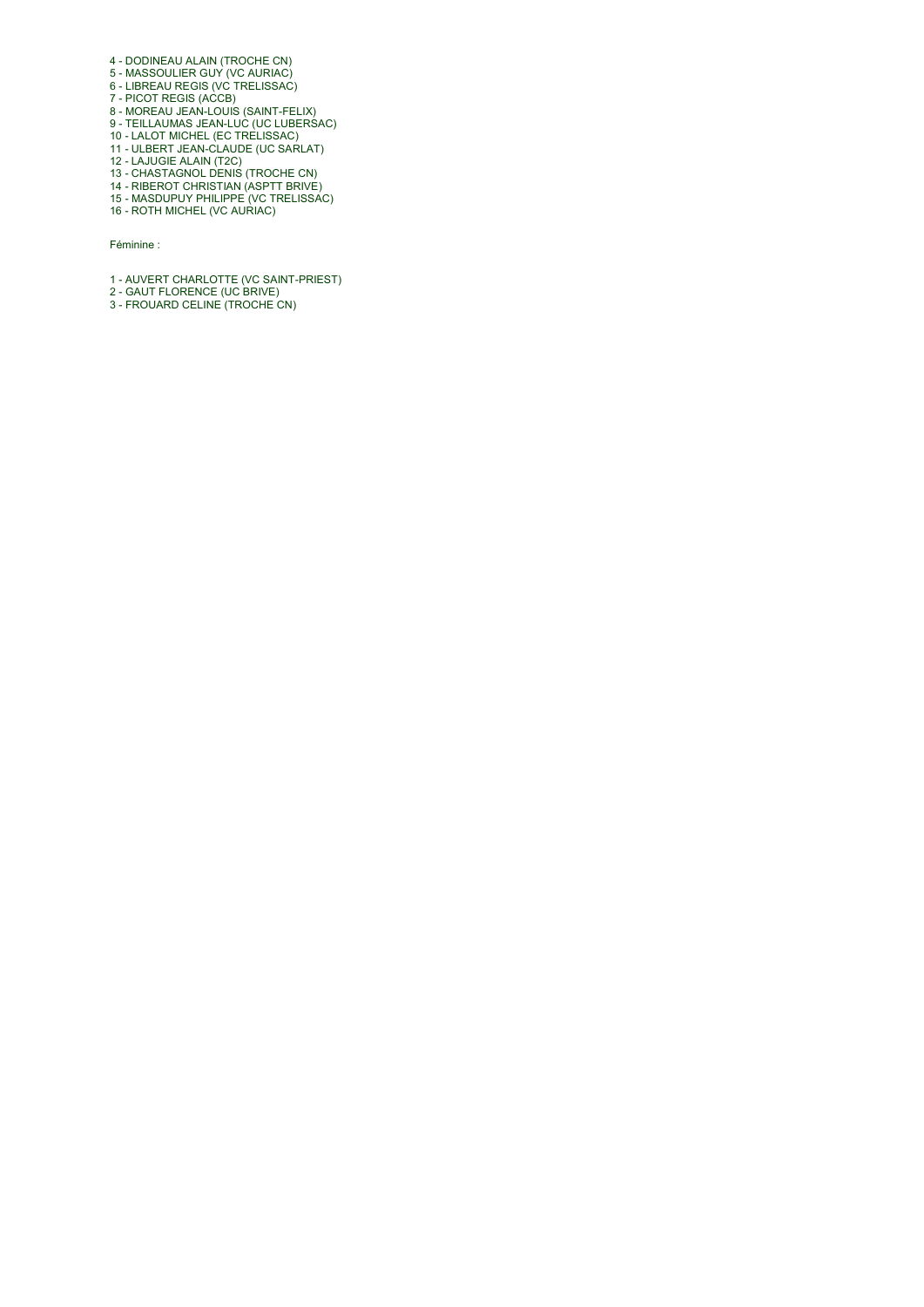4 - DODINEAU ALAIN (TROCHE CN)
5 - MASSOULIER GUY (VC AURIAC)
6 - LIBREAU REGIS (VC TRELISSAC)
7 - PICOT REGIS (ACCB)
8 - MOREAU JEAN-LOUIS (SAINT-FELIX)
9 - TEILLAUMAS JEAN-LUC (UC LUBERSAC)
10 - LALOT MICHEL (EC TRELISSAC)
11 - ULBERT JEAN-CLAUDE (UC SARLAT)
12 - LAJUGIE ALAIN (T2C)
13 - CHASTAGNOL DENIS (TROCHE CN)
14 - RIBEROT CHRISTIAN (ASPTT BRIVE)
15 - MASDUPUY PHILIPPE (VC TRELISSAC)
16 - ROTH MICHEL (VC AURIAC)

Féminine :

1 - AUVERT CHARLOTTE (VC SAINT-PRIEST)
2 - GAUT FLORENCE (UC BRIVE)
3 - FROUARD CELINE (TROCHE CN)